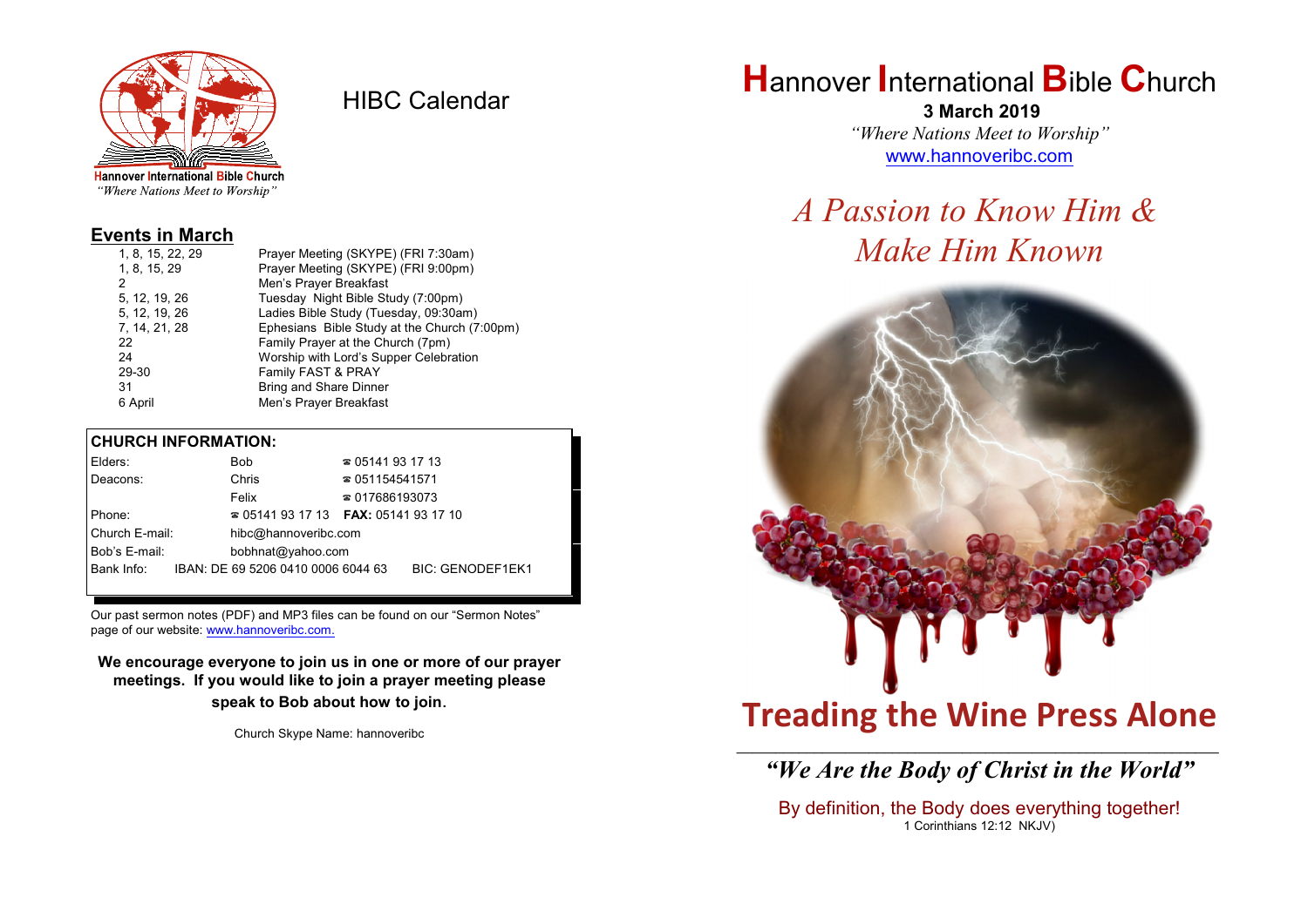Hannover International Bible Church
*"Where Nations Meet to Worship"*

# HIBC Calendar

## Events in March

| | |
|---|---|
| 1, 8, 15, 22, 29 | Prayer Meeting (SKYPE) (FRI 7:30am) |
| 1, 8, 15, 29 | Prayer Meeting (SKYPE) (FRI 9:00pm) |
| 2 | Men's Prayer Breakfast |
| 5, 12, 19, 26 | Tuesday Night Bible Study (7:00pm) |
| 5, 12, 19, 26 | Ladies Bible Study (Tuesday, 09:30am) |
| 7, 14, 21, 28 | Ephesians Bible Study at the Church (7:00pm) |
| 22 | Family Prayer at the Church (7pm) |
| 24 | Worship with Lord's Supper Celebration |
| 29-30 | Family FAST & PRAY |
| 31 | Bring and Share Dinner |
| 6 April | Men's Prayer Breakfast |

## CHURCH INFORMATION:

| | | |
|---|---|---|
| Elders: | Bob | ☎ 05141 93 17 13 |
| Deacons: | Chris | ☎ 051154541571 |
| | Felix | ☎ 017686193073 |
| Phone: | ☎ 05141 93 17 13 | **FAX:** 05141 93 17 10 |
| Church E-mail: | hibc@hannoveribc.com | |
| Bob's E-mail: | bobhnat@yahoo.com | |
| Bank Info: | IBAN: DE 69 5206 0410 0006 6044 63 | BIC: GENODEF1EK1 |

Our past sermon notes (PDF) and MP3 files can be found on our "Sermon Notes" page of our website: www.hannoveribc.com.

**We encourage everyone to join us in one or more of our prayer meetings. If you would like to join a prayer meeting please speak to Bob about how to join.**

Church Skype Name: hannoveribc

# Hannover International Bible Church

**3 March 2019**

*"Where Nations Meet to Worship"*

www.hannoveribc.com

## *A Passion to Know Him & Make Him Known*

# Treading the Wine Press Alone

---

***"We Are the Body of Christ in the World"***

By definition, the Body does everything together!
1 Corinthians 12:12 NKJV)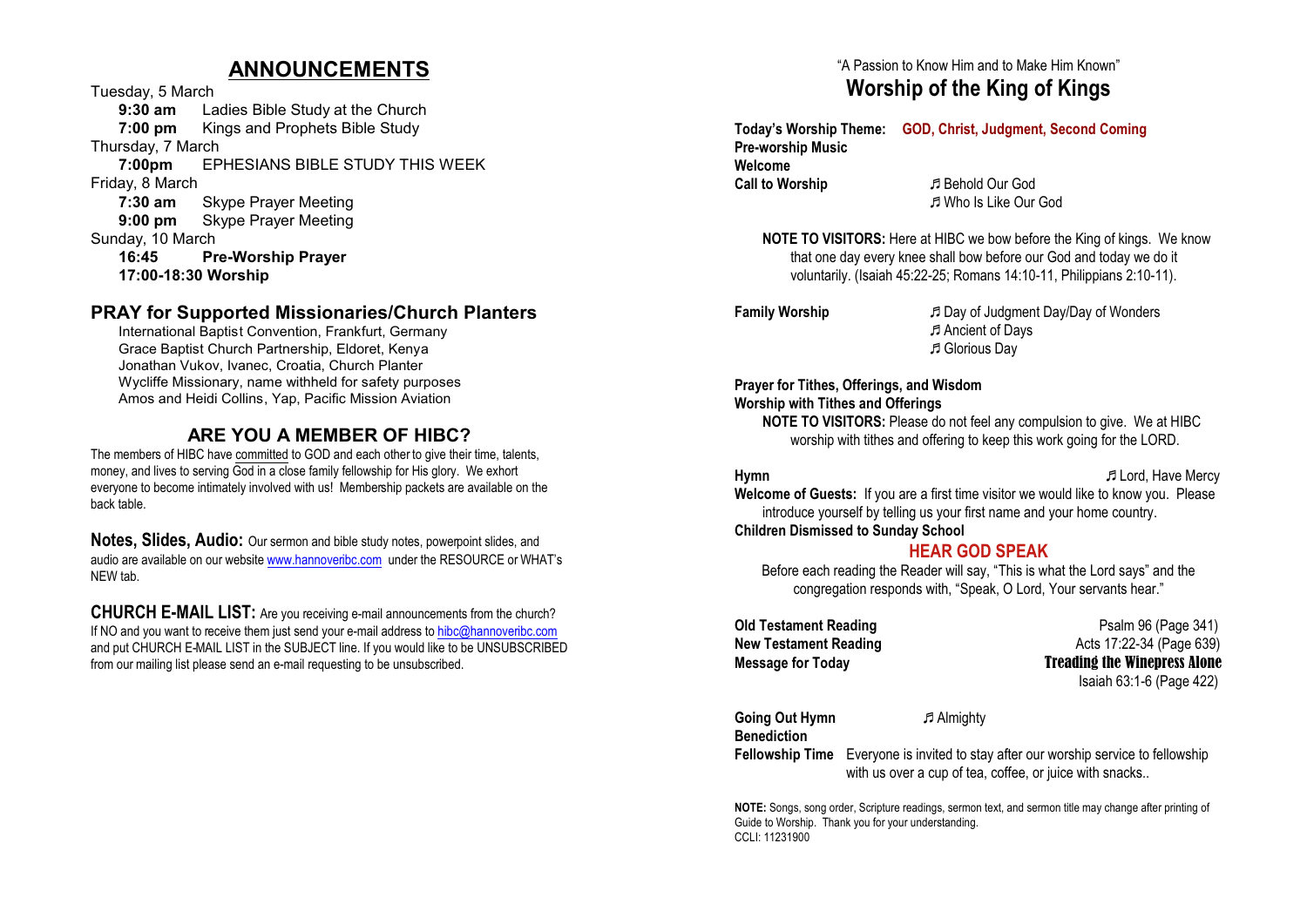# ANNOUNCEMENTS

Tuesday, 5 March

**9:30 am** Ladies Bible Study at the Church
**7:00 pm** Kings and Prophets Bible Study

Thursday, 7 March

**7:00pm** EPHESIANS BIBLE STUDY THIS WEEK

Friday, 8 March

**7:30 am** Skype Prayer Meeting
**9:00 pm** Skype Prayer Meeting

Sunday, 10 March

**16:45 Pre-Worship Prayer**
**17:00-18:30 Worship**

## PRAY for Supported Missionaries/Church Planters

International Baptist Convention, Frankfurt, Germany
Grace Baptist Church Partnership, Eldoret, Kenya
Jonathan Vukov, Ivanec, Croatia, Church Planter
Wycliffe Missionary, name withheld for safety purposes
Amos and Heidi Collins, Yap, Pacific Mission Aviation

## ARE YOU A MEMBER OF HIBC?

The members of HIBC have committed to GOD and each other to give their time, talents, money, and lives to serving God in a close family fellowship for His glory. We exhort everyone to become intimately involved with us! Membership packets are available on the back table.

**Notes, Slides, Audio:** Our sermon and bible study notes, powerpoint slides, and audio are available on our website www.hannoveribc.com under the RESOURCE or WHAT's NEW tab.

**CHURCH E-MAIL LIST:** Are you receiving e-mail announcements from the church? If NO and you want to receive them just send your e-mail address to hibc@hannoveribc.com and put CHURCH E-MAIL LIST in the SUBJECT line. If you would like to be UNSUBSCRIBED from our mailing list please send an e-mail requesting to be unsubscribed.

"A Passion to Know Him and to Make Him Known"

# Worship of the King of Kings

**Today's Worship Theme:** **GOD, Christ, Judgment, Second Coming**
**Pre-worship Music**
**Welcome**
**Call to Worship** ♬ Behold Our God
♬ Who Is Like Our God

**NOTE TO VISITORS:** Here at HIBC we bow before the King of kings. We know that one day every knee shall bow before our God and today we do it voluntarily. (Isaiah 45:22-25; Romans 14:10-11, Philippians 2:10-11).

**Family Worship** ♬ Day of Judgment Day/Day of Wonders
♬ Ancient of Days
♬ Glorious Day

**Prayer for Tithes, Offerings, and Wisdom**
**Worship with Tithes and Offerings**

**NOTE TO VISITORS:** Please do not feel any compulsion to give. We at HIBC worship with tithes and offering to keep this work going for the LORD.

**Hymn** ♬ Lord, Have Mercy

**Welcome of Guests:** If you are a first time visitor we would like to know you. Please introduce yourself by telling us your first name and your home country.

**Children Dismissed to Sunday School**

## HEAR GOD SPEAK

Before each reading the Reader will say, "This is what the Lord says" and the congregation responds with, "Speak, O Lord, Your servants hear."

**Old Testament Reading** Psalm 96 (Page 341)
**New Testament Reading** Acts 17:22-34 (Page 639)
**Message for Today** **Treading the Winepress Alone**
Isaiah 63:1-6 (Page 422)

**Going Out Hymn** ♬ Almighty
**Benediction**
**Fellowship Time** Everyone is invited to stay after our worship service to fellowship with us over a cup of tea, coffee, or juice with snacks..

**NOTE:** Songs, song order, Scripture readings, sermon text, and sermon title may change after printing of Guide to Worship. Thank you for your understanding.
CCLI: 11231900